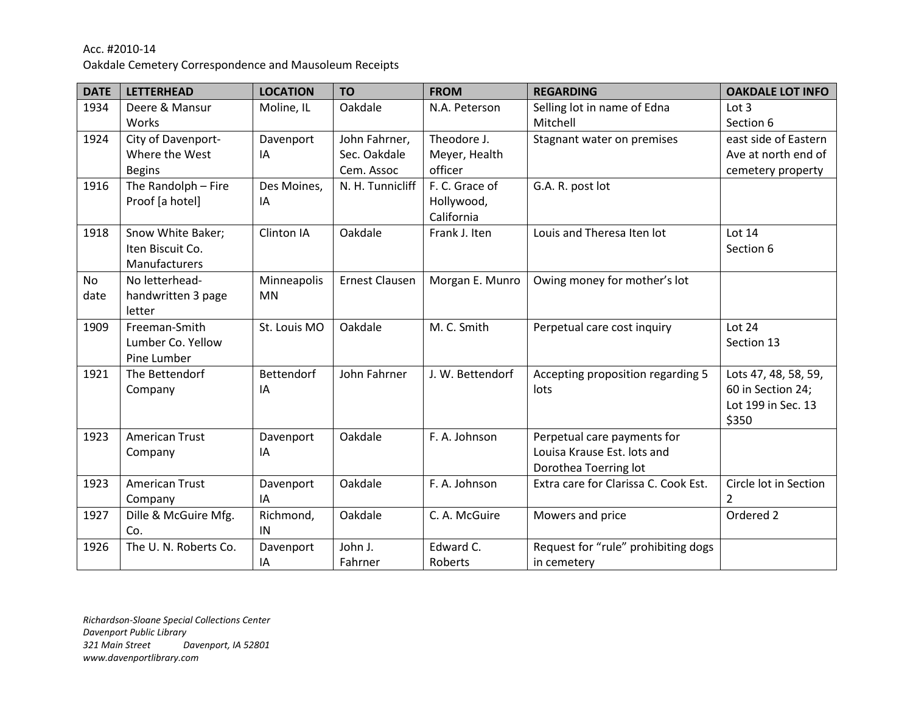Acc. #2010-14

Oakdale Cemetery Correspondence and Mausoleum Receipts

| DATE | LETTERHEAD | LOCATION | TO | FROM | REGARDING | OAKDALE LOT INFO |
|---|---|---|---|---|---|---|
| 1934 | Deere & Mansur Works | Moline, IL | Oakdale | N.A. Peterson | Selling lot in name of Edna Mitchell | Lot 3 Section 6 |
| 1924 | City of Davenport- Where the West Begins | Davenport IA | John Fahrner, Sec. Oakdale Cem. Assoc | Theodore J. Meyer, Health officer | Stagnant water on premises | east side of Eastern Ave at north end of cemetery property |
| 1916 | The Randolph – Fire Proof [a hotel] | Des Moines, IA | N. H. Tunnicliff | F. C. Grace of Hollywood, California | G.A. R. post lot | |
| 1918 | Snow White Baker; Iten Biscuit Co. Manufacturers | Clinton IA | Oakdale | Frank J. Iten | Louis and Theresa Iten lot | Lot 14 Section 6 |
| No date | No letterhead- handwritten 3 page letter | Minneapolis MN | Ernest Clausen | Morgan E. Munro | Owing money for mother's lot | |
| 1909 | Freeman-Smith Lumber Co. Yellow Pine Lumber | St. Louis MO | Oakdale | M. C. Smith | Perpetual care cost inquiry | Lot 24 Section 13 |
| 1921 | The Bettendorf Company | Bettendorf IA | John Fahrner | J. W. Bettendorf | Accepting proposition regarding 5 lots | Lots 47, 48, 58, 59, 60 in Section 24; Lot 199 in Sec. 13 $350 |
| 1923 | American Trust Company | Davenport IA | Oakdale | F. A. Johnson | Perpetual care payments for Louisa Krause Est. lots and Dorothea Toerring lot | |
| 1923 | American Trust Company | Davenport IA | Oakdale | F. A. Johnson | Extra care for Clarissa C. Cook Est. | Circle lot in Section 2 |
| 1927 | Dille & McGuire Mfg. Co. | Richmond, IN | Oakdale | C. A. McGuire | Mowers and price | Ordered 2 |
| 1926 | The U. N. Roberts Co. | Davenport IA | John J. Fahrner | Edward C. Roberts | Request for "rule" prohibiting dogs in cemetery | |

*Richardson-Sloane Special Collections Center*
*Davenport Public Library*
*321 Main Street Davenport, IA 52801*
*www.davenportlibrary.com*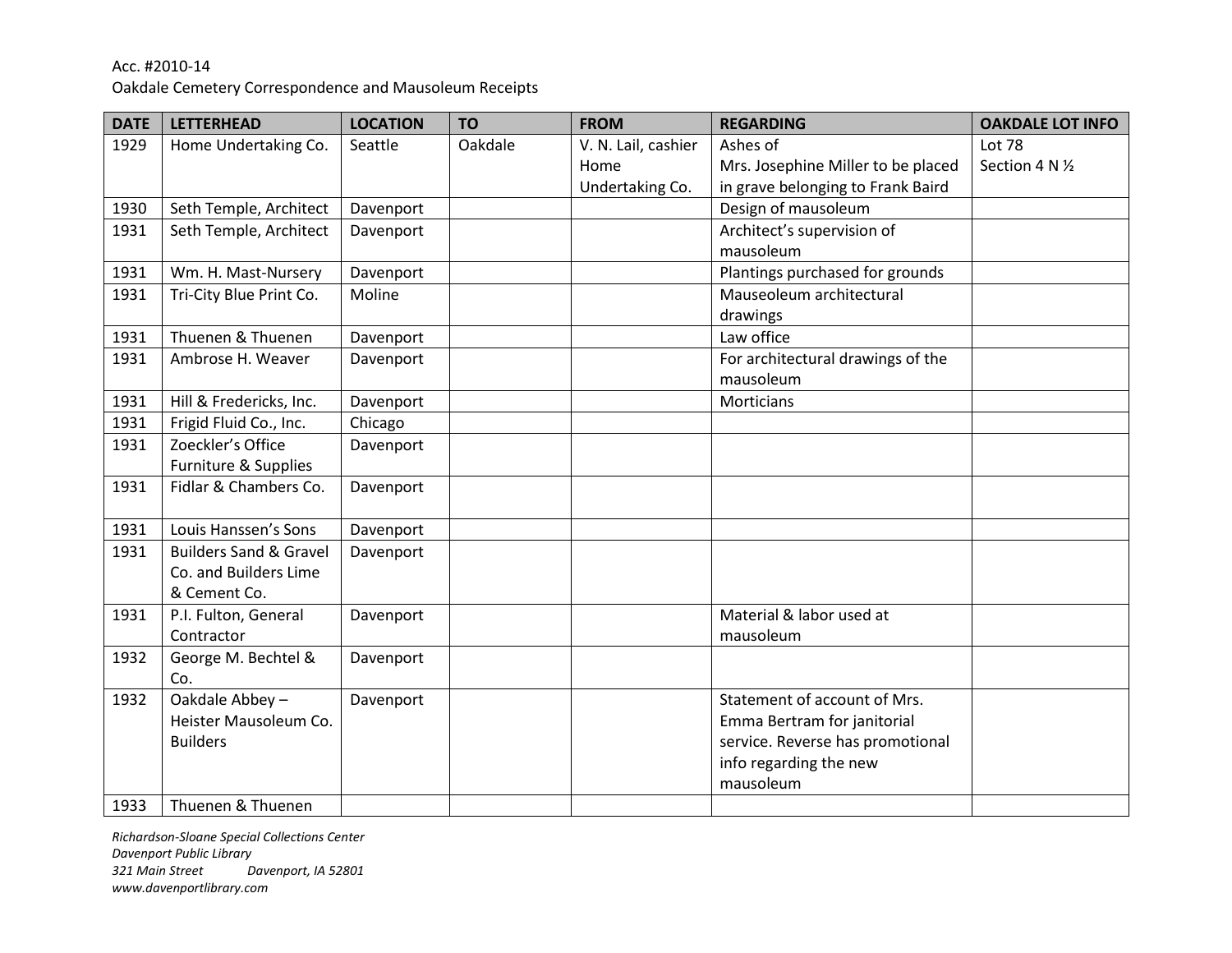Acc. #2010-14

Oakdale Cemetery Correspondence and Mausoleum Receipts

| DATE | LETTERHEAD | LOCATION | TO | FROM | REGARDING | OAKDALE LOT INFO |
|---|---|---|---|---|---|---|
| 1929 | Home Undertaking Co. | Seattle | Oakdale | V. N. Lail, cashier Home Undertaking Co. | Ashes of Mrs. Josephine Miller to be placed in grave belonging to Frank Baird | Lot 78 Section 4 N ½ |
| 1930 | Seth Temple, Architect | Davenport | | | Design of mausoleum | |
| 1931 | Seth Temple, Architect | Davenport | | | Architect's supervision of mausoleum | |
| 1931 | Wm. H. Mast-Nursery | Davenport | | | Plantings purchased for grounds | |
| 1931 | Tri-City Blue Print Co. | Moline | | | Mauseoleum architectural drawings | |
| 1931 | Thuenen & Thuenen | Davenport | | | Law office | |
| 1931 | Ambrose H. Weaver | Davenport | | | For architectural drawings of the mausoleum | |
| 1931 | Hill & Fredericks, Inc. | Davenport | | | Morticians | |
| 1931 | Frigid Fluid Co., Inc. | Chicago | | | | |
| 1931 | Zoeckler's Office Furniture & Supplies | Davenport | | | | |
| 1931 | Fidlar & Chambers Co. | Davenport | | | | |
| 1931 | Louis Hanssen's Sons | Davenport | | | | |
| 1931 | Builders Sand & Gravel Co. and Builders Lime & Cement Co. | Davenport | | | | |
| 1931 | P.I. Fulton, General Contractor | Davenport | | | Material & labor used at mausoleum | |
| 1932 | George M. Bechtel & Co. | Davenport | | | | |
| 1932 | Oakdale Abbey – Heister Mausoleum Co. Builders | Davenport | | | Statement of account of Mrs. Emma Bertram for janitorial service. Reverse has promotional info regarding the new mausoleum | |
| 1933 | Thuenen & Thuenen | | | | | |

*Richardson-Sloane Special Collections Center*
*Davenport Public Library*
*321 Main Street Davenport, IA 52801*
*www.davenportlibrary.com*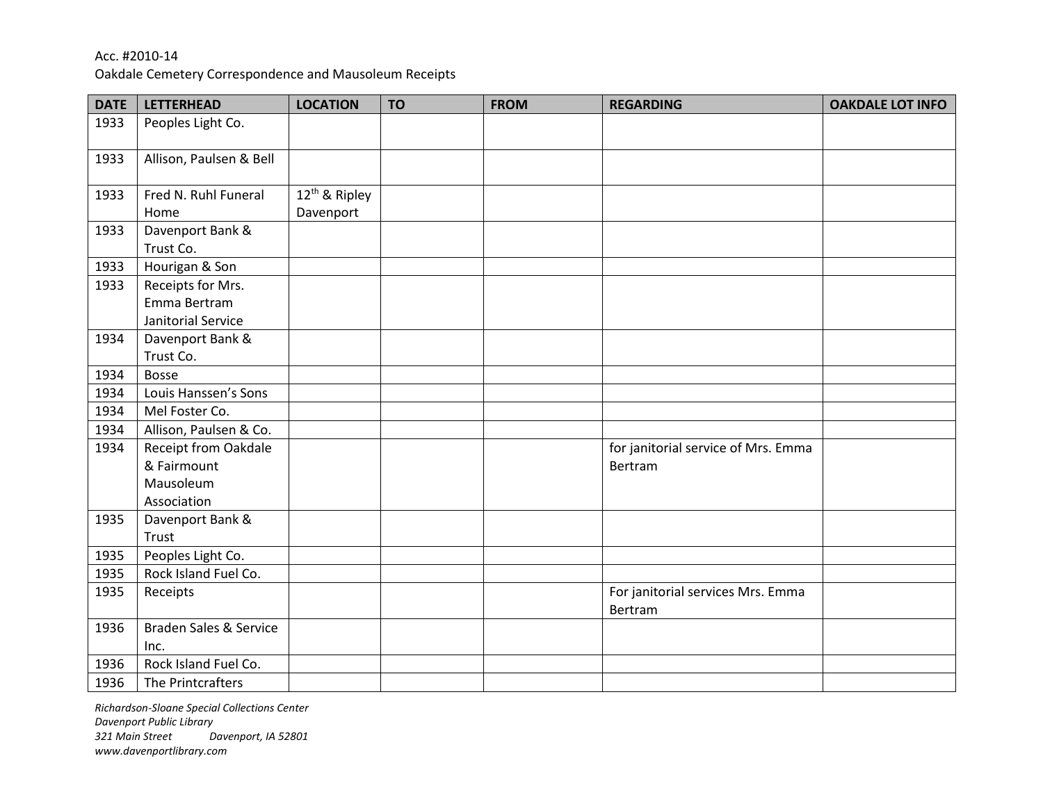Acc. #2010-14
Oakdale Cemetery Correspondence and Mausoleum Receipts

| DATE | LETTERHEAD | LOCATION | TO | FROM | REGARDING | OAKDALE LOT INFO |
|---|---|---|---|---|---|---|
| 1933 | Peoples Light Co. | | | | | |
| 1933 | Allison, Paulsen & Bell | | | | | |
| 1933 | Fred N. Ruhl Funeral Home | 12th & Ripley Davenport | | | | |
| 1933 | Davenport Bank & Trust Co. | | | | | |
| 1933 | Hourigan & Son | | | | | |
| 1933 | Receipts for Mrs. Emma Bertram Janitorial Service | | | | | |
| 1934 | Davenport Bank & Trust Co. | | | | | |
| 1934 | Bosse | | | | | |
| 1934 | Louis Hanssen's Sons | | | | | |
| 1934 | Mel Foster Co. | | | | | |
| 1934 | Allison, Paulsen & Co. | | | | | |
| 1934 | Receipt from Oakdale & Fairmount Mausoleum Association | | | | for janitorial service of Mrs. Emma Bertram | |
| 1935 | Davenport Bank & Trust | | | | | |
| 1935 | Peoples Light Co. | | | | | |
| 1935 | Rock Island Fuel Co. | | | | | |
| 1935 | Receipts | | | | For janitorial services Mrs. Emma Bertram | |
| 1936 | Braden Sales & Service Inc. | | | | | |
| 1936 | Rock Island Fuel Co. | | | | | |
| 1936 | The Printcrafters | | | | | |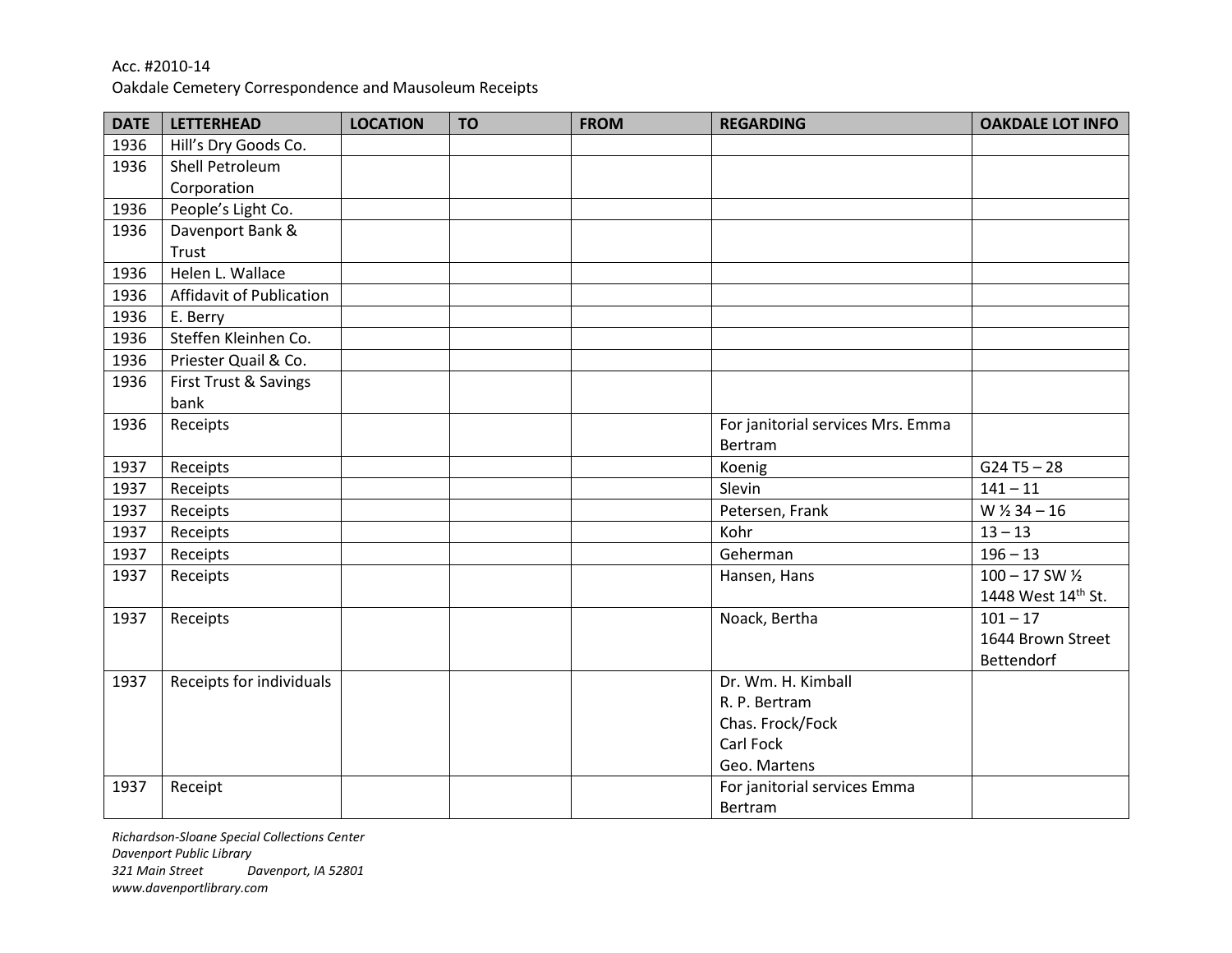Acc. #2010-14

Oakdale Cemetery Correspondence and Mausoleum Receipts

| DATE | LETTERHEAD | LOCATION | TO | FROM | REGARDING | OAKDALE LOT INFO |
|---|---|---|---|---|---|---|
| 1936 | Hill's Dry Goods Co. | | | | | |
| 1936 | Shell Petroleum Corporation | | | | | |
| 1936 | People's Light Co. | | | | | |
| 1936 | Davenport Bank & Trust | | | | | |
| 1936 | Helen L. Wallace | | | | | |
| 1936 | Affidavit of Publication | | | | | |
| 1936 | E. Berry | | | | | |
| 1936 | Steffen Kleinhen Co. | | | | | |
| 1936 | Priester Quail & Co. | | | | | |
| 1936 | First Trust & Savings bank | | | | | |
| 1936 | Receipts | | | | For janitorial services Mrs. Emma Bertram | |
| 1937 | Receipts | | | | Koenig | G24 T5 – 28 |
| 1937 | Receipts | | | | Slevin | 141 – 11 |
| 1937 | Receipts | | | | Petersen, Frank | W ½ 34 – 16 |
| 1937 | Receipts | | | | Kohr | 13 – 13 |
| 1937 | Receipts | | | | Geherman | 196 – 13 |
| 1937 | Receipts | | | | Hansen, Hans | 100 – 17 SW ½ 1448 West 14th St. |
| 1937 | Receipts | | | | Noack, Bertha | 101 – 17 1644 Brown Street Bettendorf |
| 1937 | Receipts for individuals | | | | Dr. Wm. H. Kimball R. P. Bertram Chas. Frock/Fock Carl Fock Geo. Martens | |
| 1937 | Receipt | | | | For janitorial services Emma Bertram | |

*Richardson-Sloane Special Collections Center*
*Davenport Public Library*
*321 Main Street Davenport, IA 52801*
*www.davenportlibrary.com*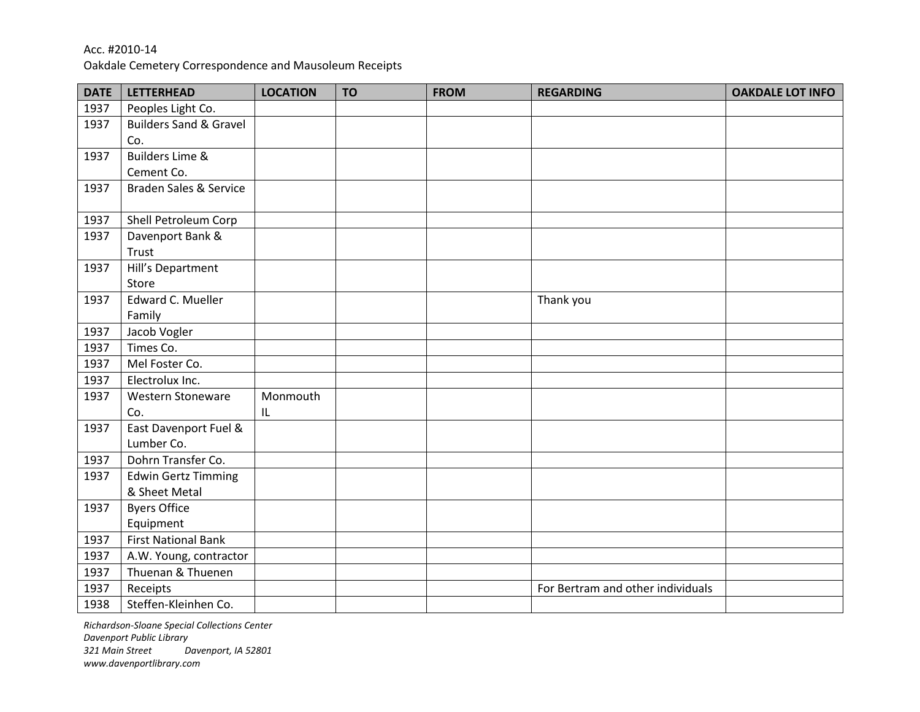Acc. #2010-14
Oakdale Cemetery Correspondence and Mausoleum Receipts

| DATE | LETTERHEAD | LOCATION | TO | FROM | REGARDING | OAKDALE LOT INFO |
|---|---|---|---|---|---|---|
| 1937 | Peoples Light Co. | | | | | |
| 1937 | Builders Sand & Gravel Co. | | | | | |
| 1937 | Builders Lime & Cement Co. | | | | | |
| 1937 | Braden Sales & Service | | | | | |
| 1937 | Shell Petroleum Corp | | | | | |
| 1937 | Davenport Bank & Trust | | | | | |
| 1937 | Hill's Department Store | | | | | |
| 1937 | Edward C. Mueller Family | | | | Thank you | |
| 1937 | Jacob Vogler | | | | | |
| 1937 | Times Co. | | | | | |
| 1937 | Mel Foster Co. | | | | | |
| 1937 | Electrolux Inc. | | | | | |
| 1937 | Western Stoneware Co. | Monmouth IL | | | | |
| 1937 | East Davenport Fuel & Lumber Co. | | | | | |
| 1937 | Dohrn Transfer Co. | | | | | |
| 1937 | Edwin Gertz Timming & Sheet Metal | | | | | |
| 1937 | Byers Office Equipment | | | | | |
| 1937 | First National Bank | | | | | |
| 1937 | A.W. Young, contractor | | | | | |
| 1937 | Thuenan & Thuenen | | | | | |
| 1937 | Receipts | | | | For Bertram and other individuals | |
| 1938 | Steffen-Kleinhen Co. | | | | | |

*Richardson-Sloane Special Collections Center*
*Davenport Public Library*
*321 Main Street Davenport, IA 52801*
*www.davenportlibrary.com*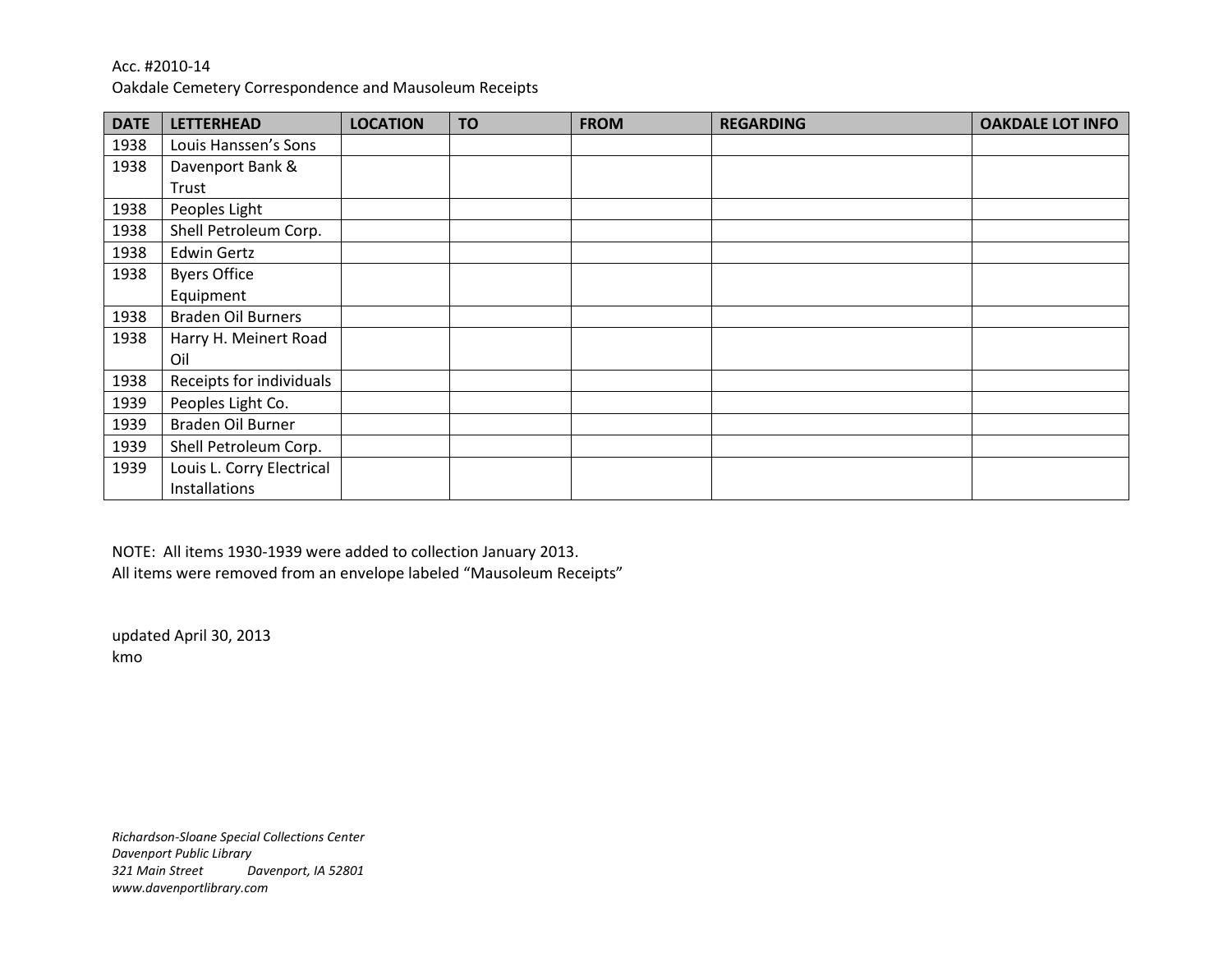Acc. #2010-14
Oakdale Cemetery Correspondence and Mausoleum Receipts

| DATE | LETTERHEAD | LOCATION | TO | FROM | REGARDING | OAKDALE LOT INFO |
|---|---|---|---|---|---|---|
| 1938 | Louis Hanssen's Sons | | | | | |
| 1938 | Davenport Bank & Trust | | | | | |
| 1938 | Peoples Light | | | | | |
| 1938 | Shell Petroleum Corp. | | | | | |
| 1938 | Edwin Gertz | | | | | |
| 1938 | Byers Office Equipment | | | | | |
| 1938 | Braden Oil Burners | | | | | |
| 1938 | Harry H. Meinert Road Oil | | | | | |
| 1938 | Receipts for individuals | | | | | |
| 1939 | Peoples Light Co. | | | | | |
| 1939 | Braden Oil Burner | | | | | |
| 1939 | Shell Petroleum Corp. | | | | | |
| 1939 | Louis L. Corry Electrical Installations | | | | | |

NOTE: All items 1930-1939 were added to collection January 2013.
All items were removed from an envelope labeled "Mausoleum Receipts"

updated April 30, 2013
kmo

*Richardson-Sloane Special Collections Center*
*Davenport Public Library*
*321 Main Street Davenport, IA 52801*
*www.davenportlibrary.com*